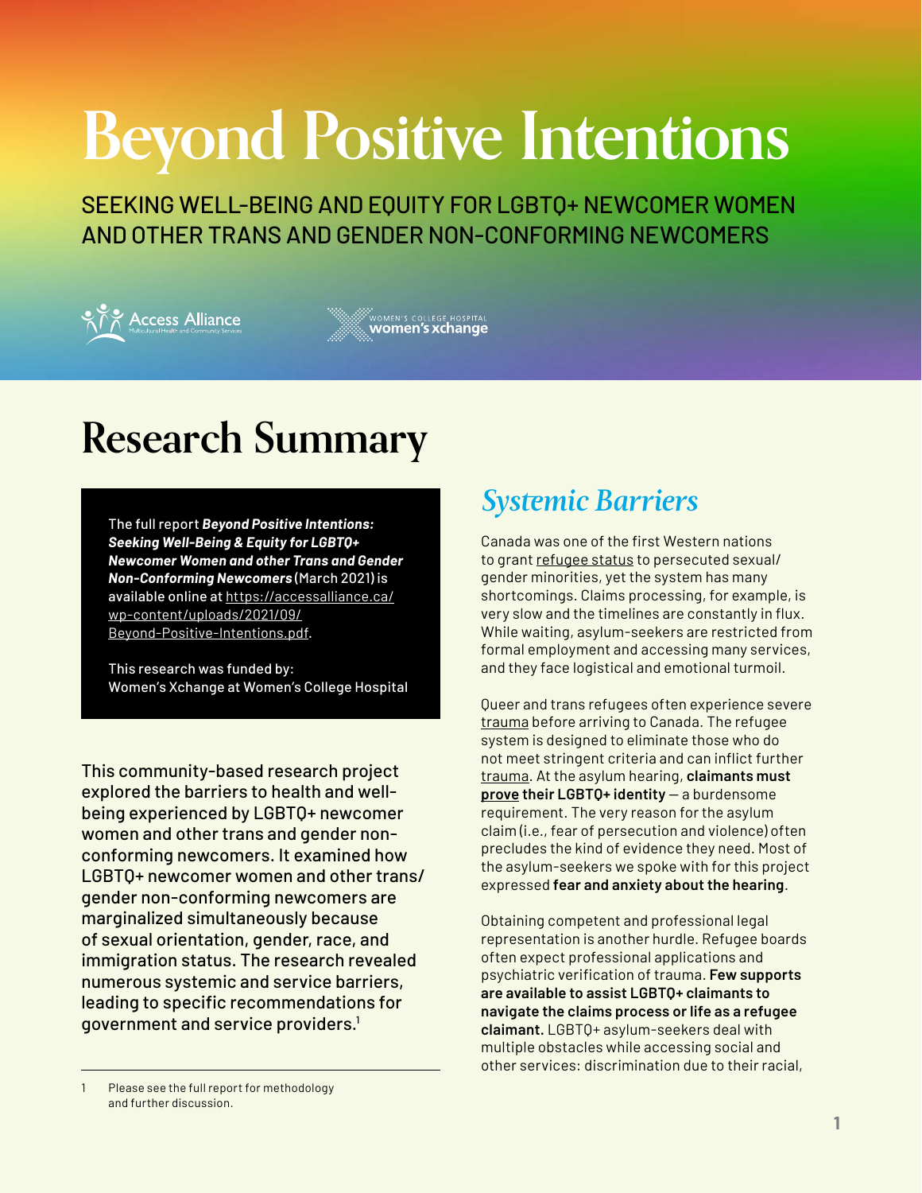# Beyond Positive Intentions

SEEKING WELL-BEING AND EQUITY FOR LGBTQ+ NEWCOMER WOMEN AND OTHER TRANS AND GENDER NON-CONFORMING NEWCOMERS

Access Alliance Multicultural Health and Community Services

WOMEN'S COLLEGE HOSPITAL women's xchange

## Research Summary

The full report ***Beyond Positive Intentions: Seeking Well-Being & Equity for LGBTQ+ Newcomer Women and other Trans and Gender Non-Conforming Newcomers*** (March 2021) is available online at https://accessalliance.ca/wp-content/uploads/2021/09/Beyond-Positive-Intentions.pdf.

This research was funded by:
Women's Xchange at Women's College Hospital

This community-based research project explored the barriers to health and well-being experienced by LGBTQ+ newcomer women and other trans and gender non-conforming newcomers. It examined how LGBTQ+ newcomer women and other trans/gender non-conforming newcomers are marginalized simultaneously because of sexual orientation, gender, race, and immigration status. The research revealed numerous systemic and service barriers, leading to specific recommendations for government and service providers.[1]

1 Please see the full report for methodology and further discussion.

## *Systemic Barriers*

Canada was one of the first Western nations to grant refugee status to persecuted sexual/gender minorities, yet the system has many shortcomings. Claims processing, for example, is very slow and the timelines are constantly in flux. While waiting, asylum-seekers are restricted from formal employment and accessing many services, and they face logistical and emotional turmoil.

Queer and trans refugees often experience severe trauma before arriving to Canada. The refugee system is designed to eliminate those who do not meet stringent criteria and can inflict further trauma. At the asylum hearing, **claimants must prove their LGBTQ+ identity** — a burdensome requirement. The very reason for the asylum claim (i.e., fear of persecution and violence) often precludes the kind of evidence they need. Most of the asylum-seekers we spoke with for this project expressed **fear and anxiety about the hearing**.

Obtaining competent and professional legal representation is another hurdle. Refugee boards often expect professional applications and psychiatric verification of trauma. **Few supports are available to assist LGBTQ+ claimants to navigate the claims process or life as a refugee claimant.** LGBTQ+ asylum-seekers deal with multiple obstacles while accessing social and other services: discrimination due to their racial,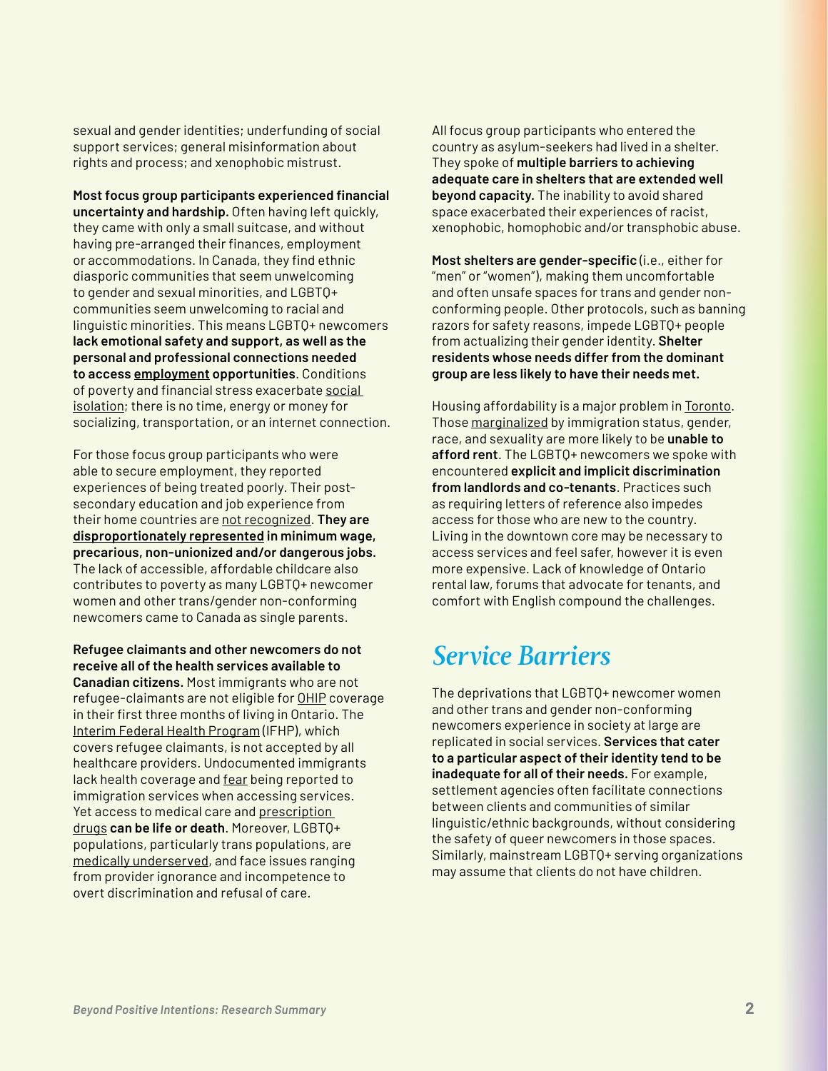sexual and gender identities; underfunding of social support services; general misinformation about rights and process; and xenophobic mistrust.

**Most focus group participants experienced financial uncertainty and hardship.** Often having left quickly, they came with only a small suitcase, and without having pre-arranged their finances, employment or accommodations. In Canada, they find ethnic diasporic communities that seem unwelcoming to gender and sexual minorities, and LGBTQ+ communities seem unwelcoming to racial and linguistic minorities. This means LGBTQ+ newcomers **lack emotional safety and support, as well as the personal and professional connections needed to access employment opportunities**. Conditions of poverty and financial stress exacerbate social isolation; there is no time, energy or money for socializing, transportation, or an internet connection.

For those focus group participants who were able to secure employment, they reported experiences of being treated poorly. Their post-secondary education and job experience from their home countries are not recognized. **They are disproportionately represented in minimum wage, precarious, non-unionized and/or dangerous jobs.** The lack of accessible, affordable childcare also contributes to poverty as many LGBTQ+ newcomer women and other trans/gender non-conforming newcomers came to Canada as single parents.

**Refugee claimants and other newcomers do not receive all of the health services available to Canadian citizens.** Most immigrants who are not refugee-claimants are not eligible for OHIP coverage in their first three months of living in Ontario. The Interim Federal Health Program (IFHP), which covers refugee claimants, is not accepted by all healthcare providers. Undocumented immigrants lack health coverage and fear being reported to immigration services when accessing services. Yet access to medical care and prescription drugs **can be life or death**. Moreover, LGBTQ+ populations, particularly trans populations, are medically underserved, and face issues ranging from provider ignorance and incompetence to overt discrimination and refusal of care.

All focus group participants who entered the country as asylum-seekers had lived in a shelter. They spoke of **multiple barriers to achieving adequate care in shelters that are extended well beyond capacity.** The inability to avoid shared space exacerbated their experiences of racist, xenophobic, homophobic and/or transphobic abuse.

**Most shelters are gender-specific** (i.e., either for "men" or "women"), making them uncomfortable and often unsafe spaces for trans and gender non-conforming people. Other protocols, such as banning razors for safety reasons, impede LGBTQ+ people from actualizing their gender identity. **Shelter residents whose needs differ from the dominant group are less likely to have their needs met.**

Housing affordability is a major problem in Toronto. Those marginalized by immigration status, gender, race, and sexuality are more likely to be **unable to afford rent**. The LGBTQ+ newcomers we spoke with encountered **explicit and implicit discrimination from landlords and co-tenants**. Practices such as requiring letters of reference also impedes access for those who are new to the country. Living in the downtown core may be necessary to access services and feel safer, however it is even more expensive. Lack of knowledge of Ontario rental law, forums that advocate for tenants, and comfort with English compound the challenges.

## *Service Barriers*

The deprivations that LGBTQ+ newcomer women and other trans and gender non-conforming newcomers experience in society at large are replicated in social services. **Services that cater to a particular aspect of their identity tend to be inadequate for all of their needs.** For example, settlement agencies often facilitate connections between clients and communities of similar linguistic/ethnic backgrounds, without considering the safety of queer newcomers in those spaces. Similarly, mainstream LGBTQ+ serving organizations may assume that clients do not have children.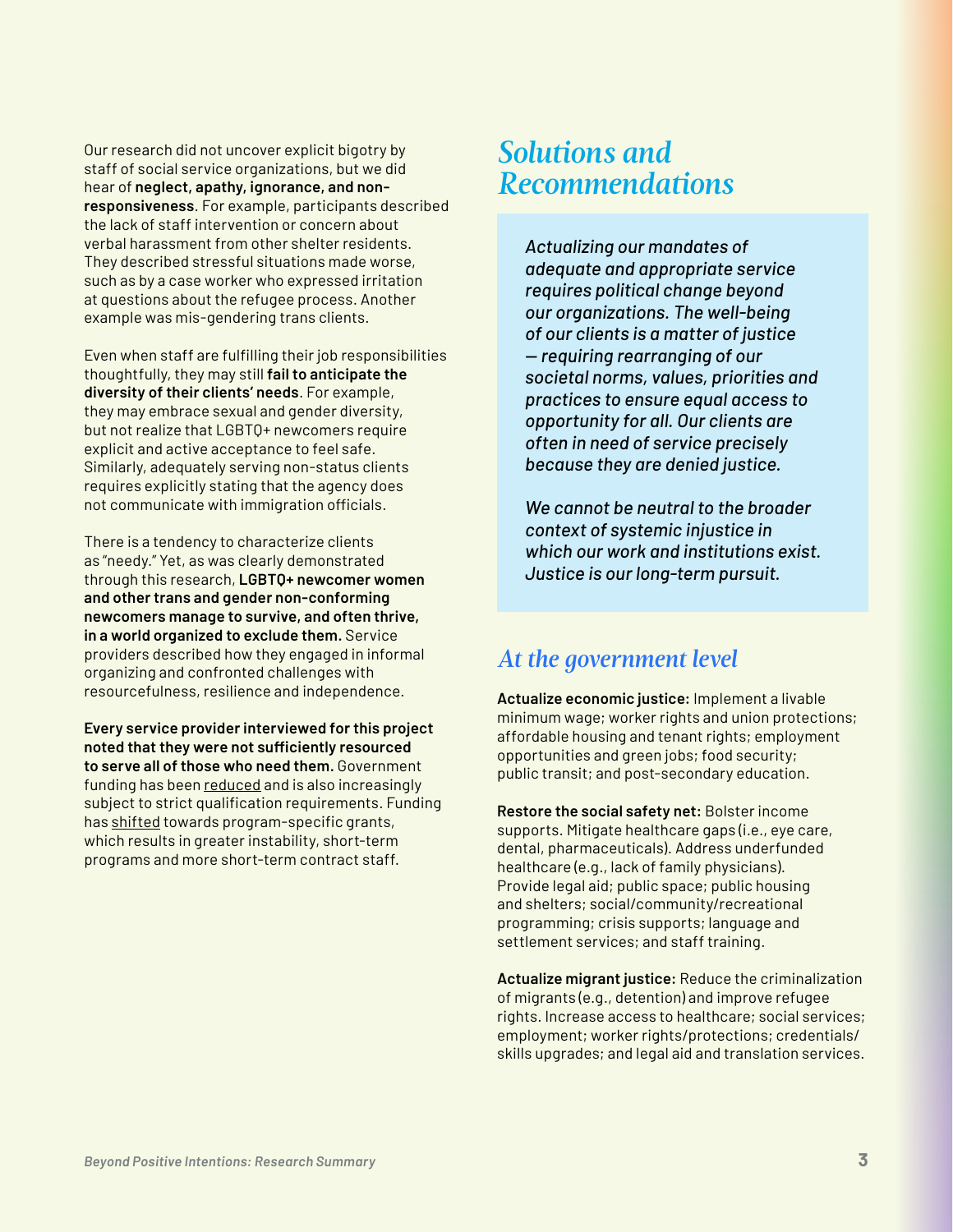Our research did not uncover explicit bigotry by staff of social service organizations, but we did hear of **neglect, apathy, ignorance, and non-responsiveness**. For example, participants described the lack of staff intervention or concern about verbal harassment from other shelter residents. They described stressful situations made worse, such as by a case worker who expressed irritation at questions about the refugee process. Another example was mis-gendering trans clients.

Even when staff are fulfilling their job responsibilities thoughtfully, they may still **fail to anticipate the diversity of their clients' needs**. For example, they may embrace sexual and gender diversity, but not realize that LGBTQ+ newcomers require explicit and active acceptance to feel safe. Similarly, adequately serving non-status clients requires explicitly stating that the agency does not communicate with immigration officials.

There is a tendency to characterize clients as "needy." Yet, as was clearly demonstrated through this research, **LGBTQ+ newcomer women and other trans and gender non-conforming newcomers manage to survive, and often thrive, in a world organized to exclude them.** Service providers described how they engaged in informal organizing and confronted challenges with resourcefulness, resilience and independence.

**Every service provider interviewed for this project noted that they were not sufficiently resourced to serve all of those who need them.** Government funding has been reduced and is also increasingly subject to strict qualification requirements. Funding has shifted towards program-specific grants, which results in greater instability, short-term programs and more short-term contract staff.

# Solutions and Recommendations

*Actualizing our mandates of adequate and appropriate service requires political change beyond our organizations. The well-being of our clients is a matter of justice — requiring rearranging of our societal norms, values, priorities and practices to ensure equal access to opportunity for all. Our clients are often in need of service precisely because they are denied justice.*

*We cannot be neutral to the broader context of systemic injustice in which our work and institutions exist. Justice is our long-term pursuit.*

## At the government level

**Actualize economic justice:** Implement a livable minimum wage; worker rights and union protections; affordable housing and tenant rights; employment opportunities and green jobs; food security; public transit; and post-secondary education.

**Restore the social safety net:** Bolster income supports. Mitigate healthcare gaps (i.e., eye care, dental, pharmaceuticals). Address underfunded healthcare (e.g., lack of family physicians). Provide legal aid; public space; public housing and shelters; social/community/recreational programming; crisis supports; language and settlement services; and staff training.

**Actualize migrant justice:** Reduce the criminalization of migrants (e.g., detention) and improve refugee rights. Increase access to healthcare; social services; employment; worker rights/protections; credentials/skills upgrades; and legal aid and translation services.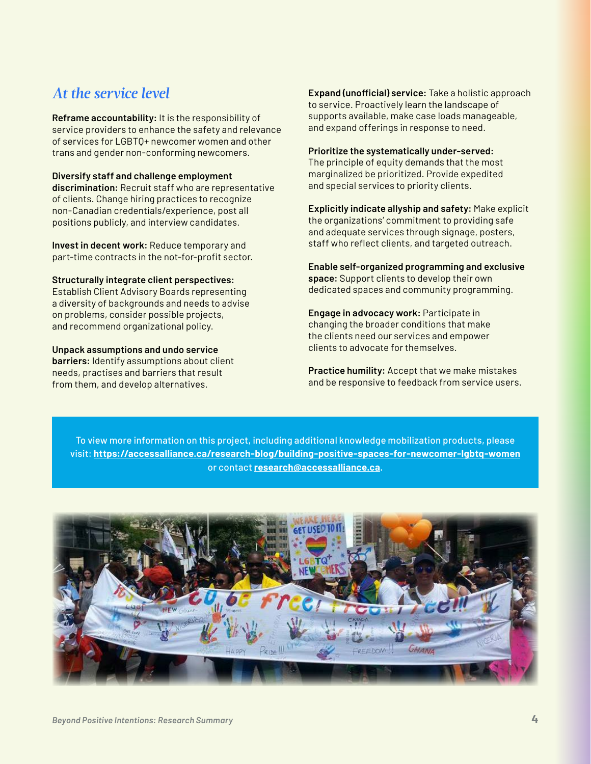## *At the service level*

**Reframe accountability:** It is the responsibility of service providers to enhance the safety and relevance of services for LGBTQ+ newcomer women and other trans and gender non-conforming newcomers.

**Diversify staff and challenge employment discrimination:** Recruit staff who are representative of clients. Change hiring practices to recognize non-Canadian credentials/experience, post all positions publicly, and interview candidates.

**Invest in decent work:** Reduce temporary and part-time contracts in the not-for-profit sector.

**Structurally integrate client perspectives:** Establish Client Advisory Boards representing a diversity of backgrounds and needs to advise on problems, consider possible projects, and recommend organizational policy.

**Unpack assumptions and undo service barriers:** Identify assumptions about client needs, practises and barriers that result from them, and develop alternatives.

**Expand (unofficial) service:** Take a holistic approach to service. Proactively learn the landscape of supports available, make case loads manageable, and expand offerings in response to need.

**Prioritize the systematically under-served:** The principle of equity demands that the most marginalized be prioritized. Provide expedited and special services to priority clients.

**Explicitly indicate allyship and safety:** Make explicit the organizations' commitment to providing safe and adequate services through signage, posters, staff who reflect clients, and targeted outreach.

**Enable self-organized programming and exclusive space:** Support clients to develop their own dedicated spaces and community programming.

**Engage in advocacy work:** Participate in changing the broader conditions that make the clients need our services and empower clients to advocate for themselves.

**Practice humility:** Accept that we make mistakes and be responsive to feedback from service users.

To view more information on this project, including additional knowledge mobilization products, please visit: **https://accessalliance.ca/research-blog/building-positive-spaces-for-newcomer-lgbtq-women** or contact **research@accessalliance.ca**.